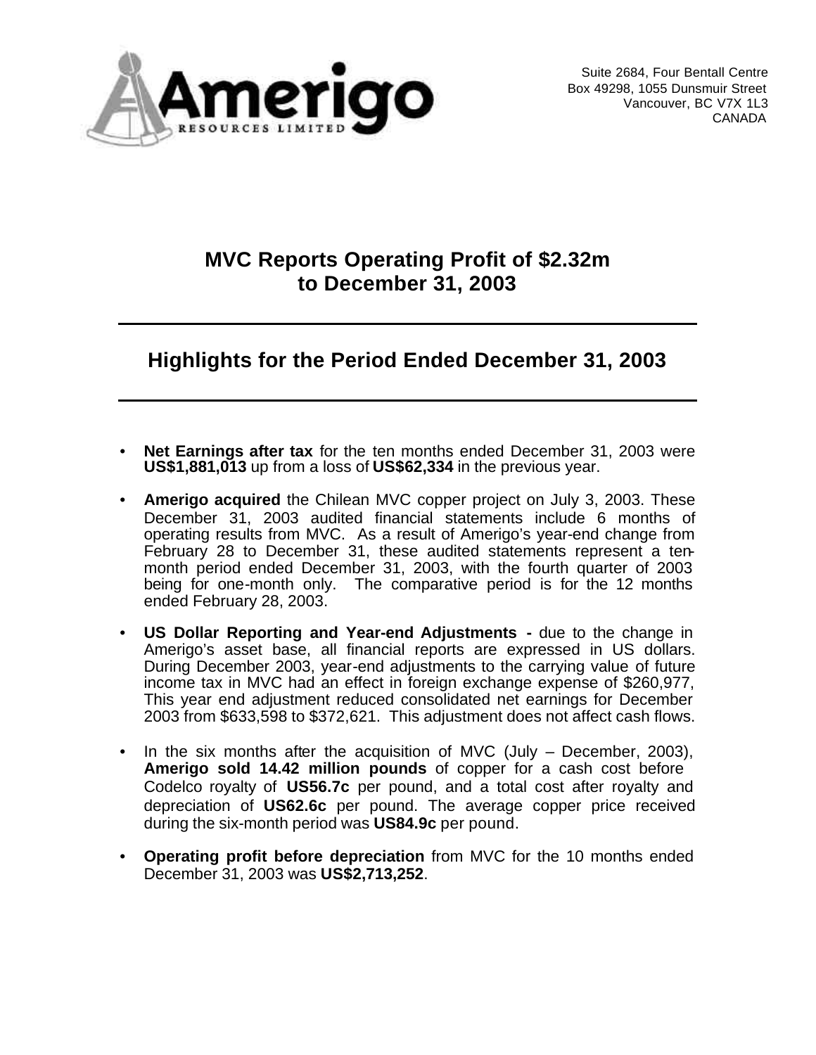Amerigo
RESOURCES LIMITED

Suite 2684, Four Bentall Centre
Box 49298, 1055 Dunsmuir Street
Vancouver, BC V7X 1L3
CANADA

# MVC Reports Operating Profit of \$2.32m to December 31, 2003

## Highlights for the Period Ended December 31, 2003

- **Net Earnings after tax** for the ten months ended December 31, 2003 were **US\$1,881,013** up from a loss of **US\$62,334** in the previous year.
- **Amerigo acquired** the Chilean MVC copper project on July 3, 2003. These December 31, 2003 audited financial statements include 6 months of operating results from MVC. As a result of Amerigo's year-end change from February 28 to December 31, these audited statements represent a ten-month period ended December 31, 2003, with the fourth quarter of 2003 being for one-month only. The comparative period is for the 12 months ended February 28, 2003.
- **US Dollar Reporting and Year-end Adjustments -** due to the change in Amerigo's asset base, all financial reports are expressed in US dollars. During December 2003, year-end adjustments to the carrying value of future income tax in MVC had an effect in foreign exchange expense of \$260,977, This year end adjustment reduced consolidated net earnings for December 2003 from \$633,598 to \$372,621. This adjustment does not affect cash flows.
- In the six months after the acquisition of MVC (July – December, 2003), **Amerigo sold 14.42 million pounds** of copper for a cash cost before Codelco royalty of **US56.7c** per pound, and a total cost after royalty and depreciation of **US62.6c** per pound. The average copper price received during the six-month period was **US84.9c** per pound.
- **Operating profit before depreciation** from MVC for the 10 months ended December 31, 2003 was **US\$2,713,252**.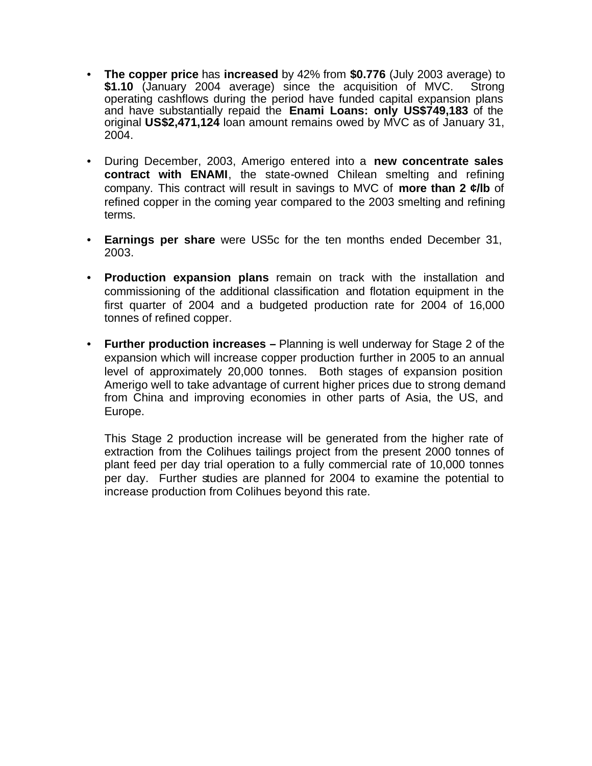- **The copper price** has **increased** by 42% from **$0.776** (July 2003 average) to **$1.10** (January 2004 average) since the acquisition of MVC. Strong operating cashflows during the period have funded capital expansion plans and have substantially repaid the **Enami Loans: only US$749,183** of the original **US$2,471,124** loan amount remains owed by MVC as of January 31, 2004.

- During December, 2003, Amerigo entered into a **new concentrate sales contract with ENAMI**, the state-owned Chilean smelting and refining company. This contract will result in savings to MVC of **more than 2 ¢/lb** of refined copper in the coming year compared to the 2003 smelting and refining terms.

- **Earnings per share** were US5c for the ten months ended December 31, 2003.

- **Production expansion plans** remain on track with the installation and commissioning of the additional classification and flotation equipment in the first quarter of 2004 and a budgeted production rate for 2004 of 16,000 tonnes of refined copper.

- **Further production increases –** Planning is well underway for Stage 2 of the expansion which will increase copper production further in 2005 to an annual level of approximately 20,000 tonnes. Both stages of expansion position Amerigo well to take advantage of current higher prices due to strong demand from China and improving economies in other parts of Asia, the US, and Europe.

  This Stage 2 production increase will be generated from the higher rate of extraction from the Colihues tailings project from the present 2000 tonnes of plant feed per day trial operation to a fully commercial rate of 10,000 tonnes per day. Further studies are planned for 2004 to examine the potential to increase production from Colihues beyond this rate.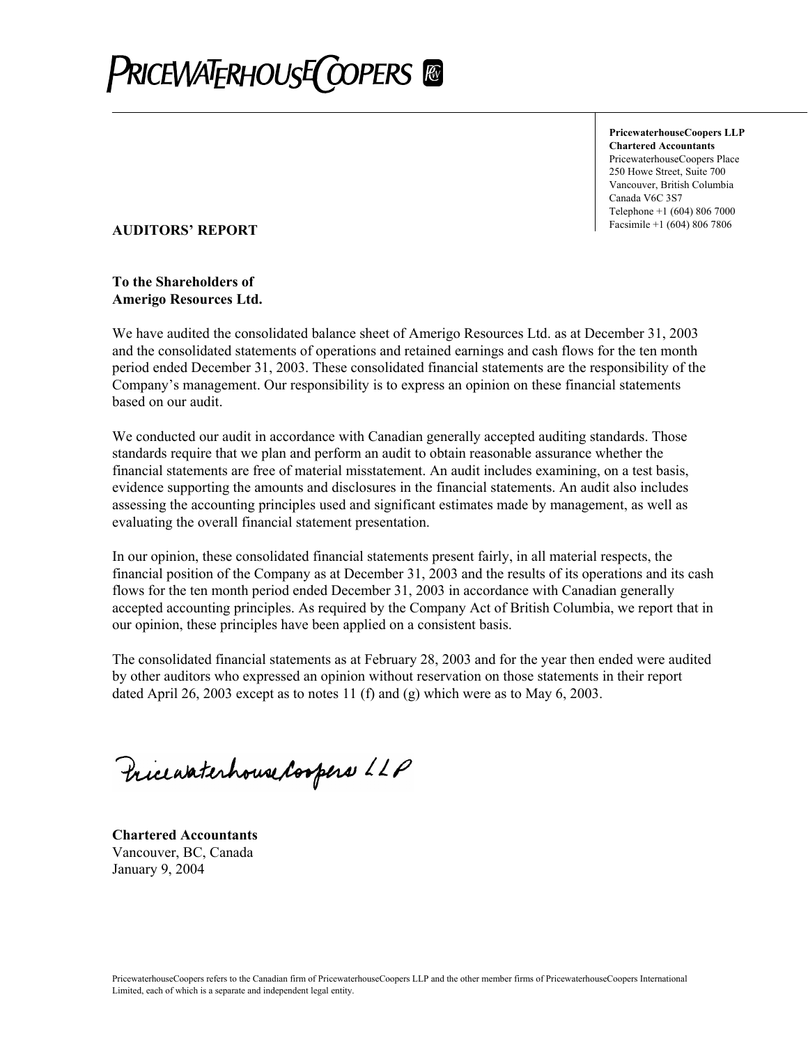# PRICEWATERHOUSECOOPERS

**PricewaterhouseCoopers LLP**
**Chartered Accountants**
PricewaterhouseCoopers Place
250 Howe Street, Suite 700
Vancouver, British Columbia
Canada V6C 3S7
Telephone +1 (604) 806 7000
Facsimile +1 (604) 806 7806

**AUDITORS' REPORT**

**To the Shareholders of**
**Amerigo Resources Ltd.**

We have audited the consolidated balance sheet of Amerigo Resources Ltd. as at December 31, 2003 and the consolidated statements of operations and retained earnings and cash flows for the ten month period ended December 31, 2003. These consolidated financial statements are the responsibility of the Company's management. Our responsibility is to express an opinion on these financial statements based on our audit.

We conducted our audit in accordance with Canadian generally accepted auditing standards. Those standards require that we plan and perform an audit to obtain reasonable assurance whether the financial statements are free of material misstatement. An audit includes examining, on a test basis, evidence supporting the amounts and disclosures in the financial statements. An audit also includes assessing the accounting principles used and significant estimates made by management, as well as evaluating the overall financial statement presentation.

In our opinion, these consolidated financial statements present fairly, in all material respects, the financial position of the Company as at December 31, 2003 and the results of its operations and its cash flows for the ten month period ended December 31, 2003 in accordance with Canadian generally accepted accounting principles. As required by the Company Act of British Columbia, we report that in our opinion, these principles have been applied on a consistent basis.

The consolidated financial statements as at February 28, 2003 and for the year then ended were audited by other auditors who expressed an opinion without reservation on those statements in their report dated April 26, 2003 except as to notes 11 (f) and (g) which were as to May 6, 2003.

PricewaterhouseCoopers LLP

**Chartered Accountants**
Vancouver, BC, Canada
January 9, 2004

PricewaterhouseCoopers refers to the Canadian firm of PricewaterhouseCoopers LLP and the other member firms of PricewaterhouseCoopers International Limited, each of which is a separate and independent legal entity.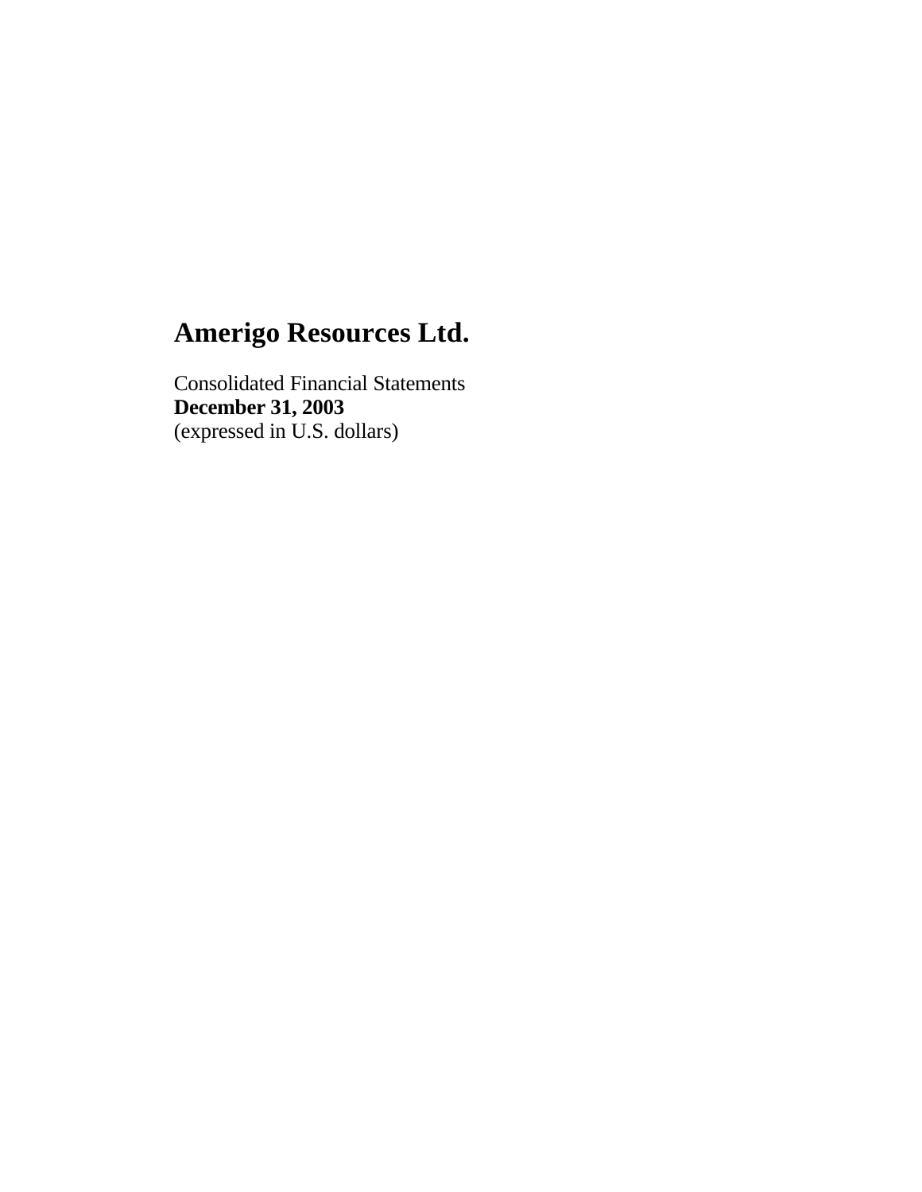# Amerigo Resources Ltd.

Consolidated Financial Statements
**December 31, 2003**
(expressed in U.S. dollars)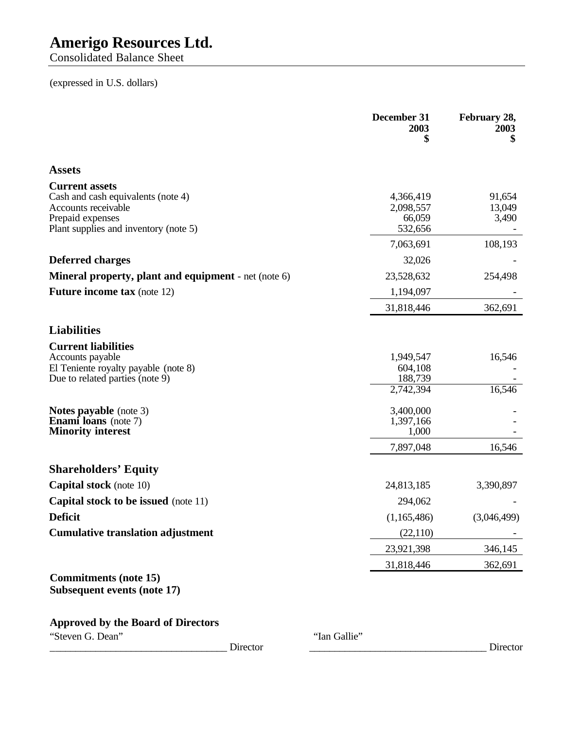# Amerigo Resources Ltd.

Consolidated Balance Sheet

(expressed in U.S. dollars)

| | December 31 2003 $ | February 28, 2003 $ |
|---|---|---|
| **Assets** | | |
| **Current assets** | | |
| Cash and cash equivalents (note 4) | 4,366,419 | 91,654 |
| Accounts receivable | 2,098,557 | 13,049 |
| Prepaid expenses | 66,059 | 3,490 |
| Plant supplies and inventory (note 5) | 532,656 | - |
| | 7,063,691 | 108,193 |
| **Deferred charges** | 32,026 | - |
| **Mineral property, plant and equipment** - net (note 6) | 23,528,632 | 254,498 |
| **Future income tax** (note 12) | 1,194,097 | - |
| | 31,818,446 | 362,691 |
| **Liabilities** | | |
| **Current liabilities** | | |
| Accounts payable | 1,949,547 | 16,546 |
| El Teniente royalty payable (note 8) | 604,108 | - |
| Due to related parties (note 9) | 188,739 | - |
| | 2,742,394 | 16,546 |
| **Notes payable** (note 3) | 3,400,000 | - |
| **Enami loans** (note 7) | 1,397,166 | - |
| **Minority interest** | 1,000 | - |
| | 7,897,048 | 16,546 |
| **Shareholders' Equity** | | |
| **Capital stock** (note 10) | 24,813,185 | 3,390,897 |
| **Capital stock to be issued** (note 11) | 294,062 | - |
| **Deficit** | (1,165,486) | (3,046,499) |
| **Cumulative translation adjustment** | (22,110) | - |
| | 23,921,398 | 346,145 |
| | 31,818,446 | 362,691 |

**Commitments (note 15)**
**Subsequent events (note 17)**

**Approved by the Board of Directors**

"Steven G. Dean" ______________________ Director

"Ian Gallie" ______________________ Director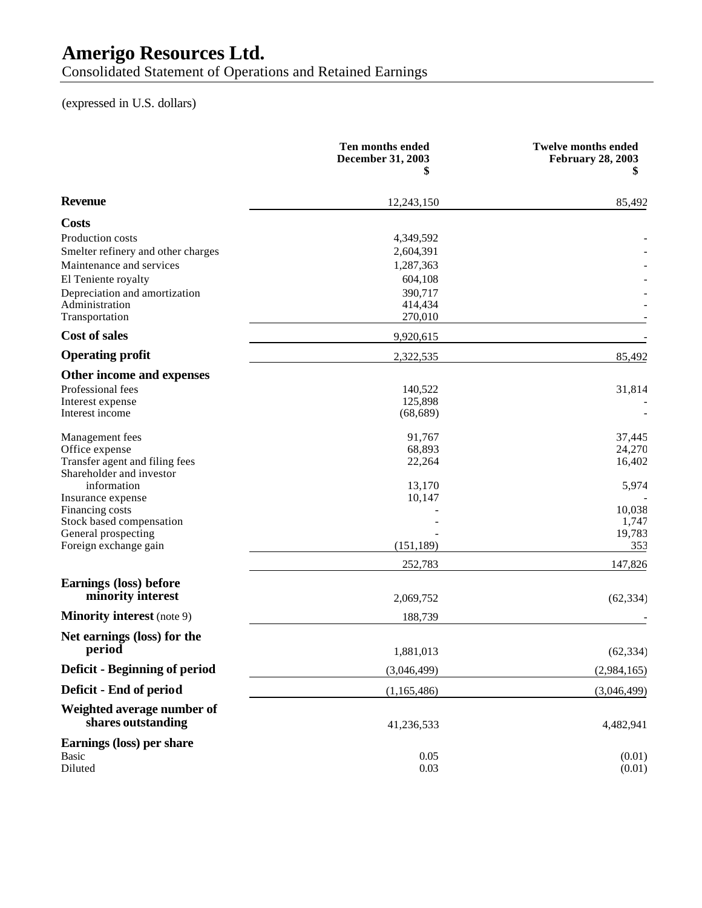# Amerigo Resources Ltd.

Consolidated Statement of Operations and Retained Earnings

(expressed in U.S. dollars)

| | Ten months ended December 31, 2003 $ | Twelve months ended February 28, 2003 $ |
|---|---|---|
| **Revenue** | 12,243,150 | 85,492 |
| **Costs** | | |
| Production costs | 4,349,592 | - |
| Smelter refinery and other charges | 2,604,391 | - |
| Maintenance and services | 1,287,363 | - |
| El Teniente royalty | 604,108 | - |
| Depreciation and amortization | 390,717 | - |
| Administration | 414,434 | - |
| Transportation | 270,010 | - |
| **Cost of sales** | 9,920,615 | - |
| **Operating profit** | 2,322,535 | 85,492 |
| **Other income and expenses** | | |
| Professional fees | 140,522 | 31,814 |
| Interest expense | 125,898 | - |
| Interest income | (68,689) | - |
| Management fees | 91,767 | 37,445 |
| Office expense | 68,893 | 24,270 |
| Transfer agent and filing fees | 22,264 | 16,402 |
| Shareholder and investor information | 13,170 | 5,974 |
| Insurance expense | 10,147 | - |
| Financing costs | - | 10,038 |
| Stock based compensation | - | 1,747 |
| General prospecting | - | 19,783 |
| Foreign exchange gain | (151,189) | 353 |
| | 252,783 | 147,826 |
| **Earnings (loss) before minority interest** | 2,069,752 | (62,334) |
| **Minority interest** (note 9) | 188,739 | - |
| **Net earnings (loss) for the period** | 1,881,013 | (62,334) |
| **Deficit - Beginning of period** | (3,046,499) | (2,984,165) |
| **Deficit - End of period** | (1,165,486) | (3,046,499) |
| **Weighted average number of shares outstanding** | 41,236,533 | 4,482,941 |
| **Earnings (loss) per share** | | |
| Basic | 0.05 | (0.01) |
| Diluted | 0.03 | (0.01) |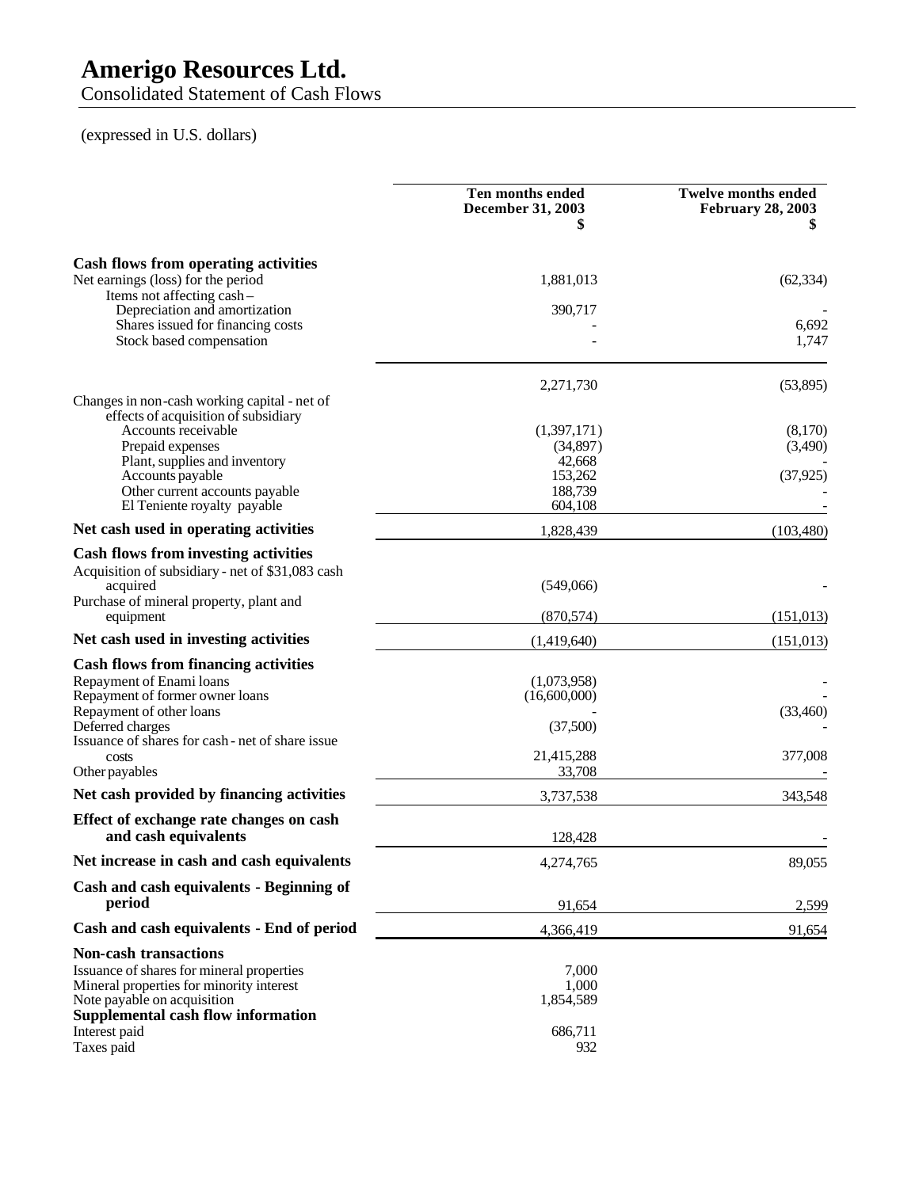# Amerigo Resources Ltd.

Consolidated Statement of Cash Flows

(expressed in U.S. dollars)

| | Ten months ended December 31, 2003 $ | Twelve months ended February 28, 2003 $ |
|---|---|---|
| **Cash flows from operating activities** | | |
| Net earnings (loss) for the period | 1,881,013 | (62,334) |
| Items not affecting cash – | | |
| Depreciation and amortization | 390,717 | - |
| Shares issued for financing costs | - | 6,692 |
| Stock based compensation | - | 1,747 |
| | 2,271,730 | (53,895) |
| Changes in non-cash working capital - net of effects of acquisition of subsidiary | | |
| Accounts receivable | (1,397,171) | (8,170) |
| Prepaid expenses | (34,897) | (3,490) |
| Plant, supplies and inventory | 42,668 | - |
| Accounts payable | 153,262 | (37,925) |
| Other current accounts payable | 188,739 | - |
| El Teniente royalty payable | 604,108 | - |
| **Net cash used in operating activities** | 1,828,439 | (103,480) |
| **Cash flows from investing activities** | | |
| Acquisition of subsidiary - net of $31,083 cash acquired | (549,066) | - |
| Purchase of mineral property, plant and equipment | (870,574) | (151,013) |
| **Net cash used in investing activities** | (1,419,640) | (151,013) |
| **Cash flows from financing activities** | | |
| Repayment of Enami loans | (1,073,958) | - |
| Repayment of former owner loans | (16,600,000) | - |
| Repayment of other loans | - | (33,460) |
| Deferred charges | (37,500) | - |
| Issuance of shares for cash - net of share issue costs | 21,415,288 | 377,008 |
| Other payables | 33,708 | - |
| **Net cash provided by financing activities** | 3,737,538 | 343,548 |
| **Effect of exchange rate changes on cash and cash equivalents** | 128,428 | - |
| **Net increase in cash and cash equivalents** | 4,274,765 | 89,055 |
| **Cash and cash equivalents - Beginning of period** | 91,654 | 2,599 |
| **Cash and cash equivalents - End of period** | 4,366,419 | 91,654 |
| **Non-cash transactions** | | |
| Issuance of shares for mineral properties | 7,000 | |
| Mineral properties for minority interest | 1,000 | |
| Note payable on acquisition | 1,854,589 | |
| **Supplemental cash flow information** | | |
| Interest paid | 686,711 | |
| Taxes paid | 932 | |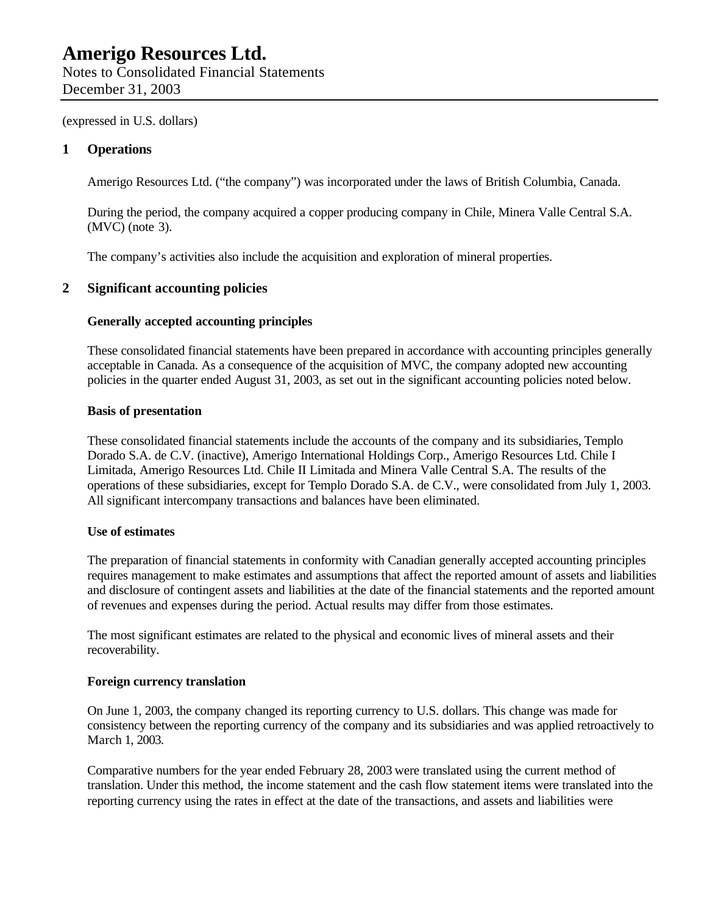# Amerigo Resources Ltd.

Notes to Consolidated Financial Statements
December 31, 2003

(expressed in U.S. dollars)

## 1 Operations

Amerigo Resources Ltd. (“the company”) was incorporated under the laws of British Columbia, Canada.

During the period, the company acquired a copper producing company in Chile, Minera Valle Central S.A. (MVC) (note 3).

The company’s activities also include the acquisition and exploration of mineral properties.

## 2 Significant accounting policies

### Generally accepted accounting principles

These consolidated financial statements have been prepared in accordance with accounting principles generally acceptable in Canada. As a consequence of the acquisition of MVC, the company adopted new accounting policies in the quarter ended August 31, 2003, as set out in the significant accounting policies noted below.

### Basis of presentation

These consolidated financial statements include the accounts of the company and its subsidiaries, Templo Dorado S.A. de C.V. (inactive), Amerigo International Holdings Corp., Amerigo Resources Ltd. Chile I Limitada, Amerigo Resources Ltd. Chile II Limitada and Minera Valle Central S.A. The results of the operations of these subsidiaries, except for Templo Dorado S.A. de C.V., were consolidated from July 1, 2003. All significant intercompany transactions and balances have been eliminated.

### Use of estimates

The preparation of financial statements in conformity with Canadian generally accepted accounting principles requires management to make estimates and assumptions that affect the reported amount of assets and liabilities and disclosure of contingent assets and liabilities at the date of the financial statements and the reported amount of revenues and expenses during the period. Actual results may differ from those estimates.

The most significant estimates are related to the physical and economic lives of mineral assets and their recoverability.

### Foreign currency translation

On June 1, 2003, the company changed its reporting currency to U.S. dollars. This change was made for consistency between the reporting currency of the company and its subsidiaries and was applied retroactively to March 1, 2003.

Comparative numbers for the year ended February 28, 2003 were translated using the current method of translation. Under this method, the income statement and the cash flow statement items were translated into the reporting currency using the rates in effect at the date of the transactions, and assets and liabilities were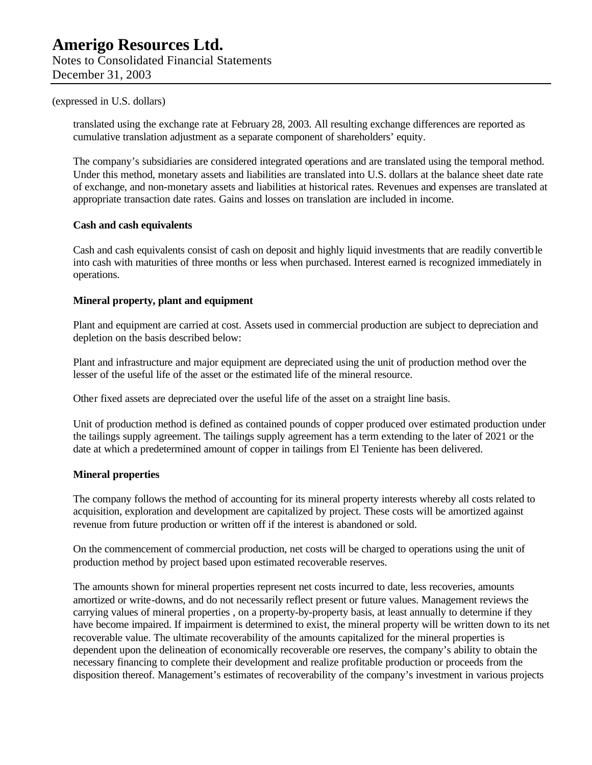(expressed in U.S. dollars)

translated using the exchange rate at February 28, 2003. All resulting exchange differences are reported as cumulative translation adjustment as a separate component of shareholders' equity.

The company's subsidiaries are considered integrated operations and are translated using the temporal method. Under this method, monetary assets and liabilities are translated into U.S. dollars at the balance sheet date rate of exchange, and non-monetary assets and liabilities at historical rates. Revenues and expenses are translated at appropriate transaction date rates. Gains and losses on translation are included in income.

**Cash and cash equivalents**

Cash and cash equivalents consist of cash on deposit and highly liquid investments that are readily convertible into cash with maturities of three months or less when purchased. Interest earned is recognized immediately in operations.

**Mineral property, plant and equipment**

Plant and equipment are carried at cost. Assets used in commercial production are subject to depreciation and depletion on the basis described below:

Plant and infrastructure and major equipment are depreciated using the unit of production method over the lesser of the useful life of the asset or the estimated life of the mineral resource.

Other fixed assets are depreciated over the useful life of the asset on a straight line basis.

Unit of production method is defined as contained pounds of copper produced over estimated production under the tailings supply agreement. The tailings supply agreement has a term extending to the later of 2021 or the date at which a predetermined amount of copper in tailings from El Teniente has been delivered.

**Mineral properties**

The company follows the method of accounting for its mineral property interests whereby all costs related to acquisition, exploration and development are capitalized by project. These costs will be amortized against revenue from future production or written off if the interest is abandoned or sold.

On the commencement of commercial production, net costs will be charged to operations using the unit of production method by project based upon estimated recoverable reserves.

The amounts shown for mineral properties represent net costs incurred to date, less recoveries, amounts amortized or write-downs, and do not necessarily reflect present or future values. Management reviews the carrying values of mineral properties , on a property-by-property basis, at least annually to determine if they have become impaired. If impairment is determined to exist, the mineral property will be written down to its net recoverable value. The ultimate recoverability of the amounts capitalized for the mineral properties is dependent upon the delineation of economically recoverable ore reserves, the company's ability to obtain the necessary financing to complete their development and realize profitable production or proceeds from the disposition thereof. Management's estimates of recoverability of the company's investment in various projects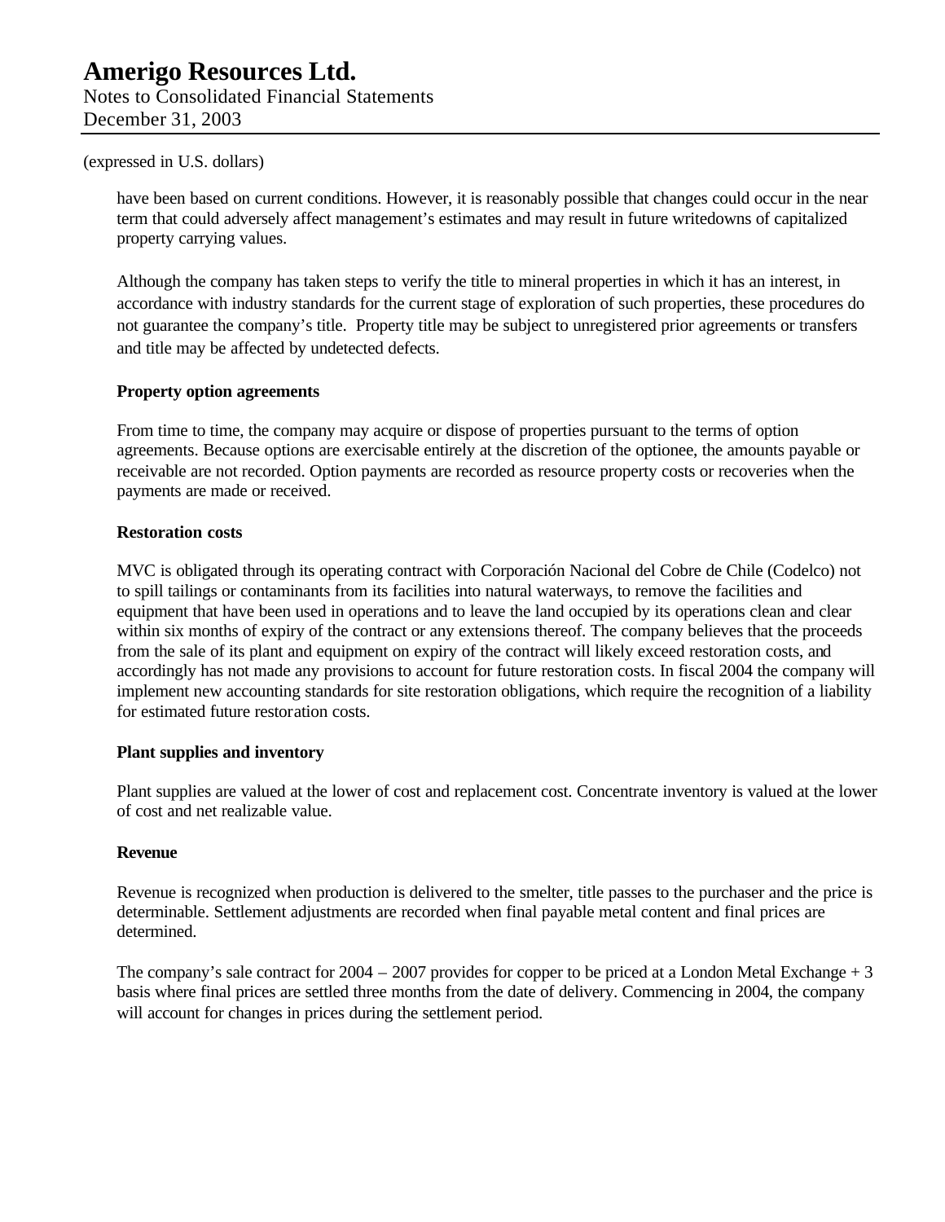(expressed in U.S. dollars)

have been based on current conditions. However, it is reasonably possible that changes could occur in the near term that could adversely affect management's estimates and may result in future writedowns of capitalized property carrying values.

Although the company has taken steps to verify the title to mineral properties in which it has an interest, in accordance with industry standards for the current stage of exploration of such properties, these procedures do not guarantee the company's title. Property title may be subject to unregistered prior agreements or transfers and title may be affected by undetected defects.

**Property option agreements**

From time to time, the company may acquire or dispose of properties pursuant to the terms of option agreements. Because options are exercisable entirely at the discretion of the optionee, the amounts payable or receivable are not recorded. Option payments are recorded as resource property costs or recoveries when the payments are made or received.

**Restoration costs**

MVC is obligated through its operating contract with Corporación Nacional del Cobre de Chile (Codelco) not to spill tailings or contaminants from its facilities into natural waterways, to remove the facilities and equipment that have been used in operations and to leave the land occupied by its operations clean and clear within six months of expiry of the contract or any extensions thereof. The company believes that the proceeds from the sale of its plant and equipment on expiry of the contract will likely exceed restoration costs, and accordingly has not made any provisions to account for future restoration costs. In fiscal 2004 the company will implement new accounting standards for site restoration obligations, which require the recognition of a liability for estimated future restoration costs.

**Plant supplies and inventory**

Plant supplies are valued at the lower of cost and replacement cost. Concentrate inventory is valued at the lower of cost and net realizable value.

**Revenue**

Revenue is recognized when production is delivered to the smelter, title passes to the purchaser and the price is determinable. Settlement adjustments are recorded when final payable metal content and final prices are determined.

The company's sale contract for 2004 – 2007 provides for copper to be priced at a London Metal Exchange + 3 basis where final prices are settled three months from the date of delivery. Commencing in 2004, the company will account for changes in prices during the settlement period.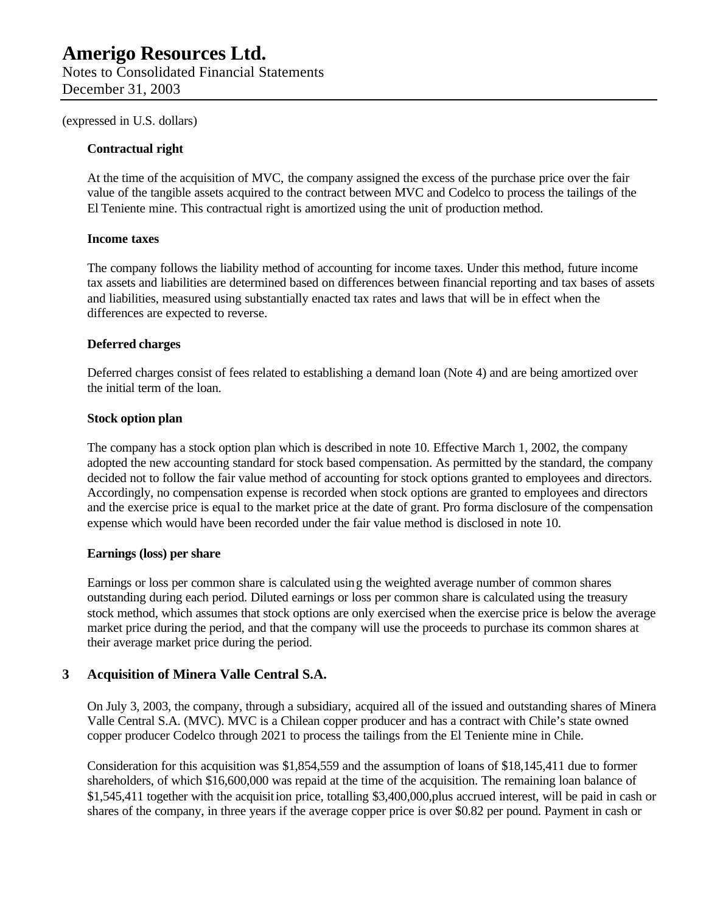(expressed in U.S. dollars)

**Contractual right**

At the time of the acquisition of MVC, the company assigned the excess of the purchase price over the fair value of the tangible assets acquired to the contract between MVC and Codelco to process the tailings of the El Teniente mine. This contractual right is amortized using the unit of production method.

**Income taxes**

The company follows the liability method of accounting for income taxes. Under this method, future income tax assets and liabilities are determined based on differences between financial reporting and tax bases of assets and liabilities, measured using substantially enacted tax rates and laws that will be in effect when the differences are expected to reverse.

**Deferred charges**

Deferred charges consist of fees related to establishing a demand loan (Note 4) and are being amortized over the initial term of the loan.

**Stock option plan**

The company has a stock option plan which is described in note 10. Effective March 1, 2002, the company adopted the new accounting standard for stock based compensation. As permitted by the standard, the company decided not to follow the fair value method of accounting for stock options granted to employees and directors. Accordingly, no compensation expense is recorded when stock options are granted to employees and directors and the exercise price is equal to the market price at the date of grant. Pro forma disclosure of the compensation expense which would have been recorded under the fair value method is disclosed in note 10.

**Earnings (loss) per share**

Earnings or loss per common share is calculated using the weighted average number of common shares outstanding during each period. Diluted earnings or loss per common share is calculated using the treasury stock method, which assumes that stock options are only exercised when the exercise price is below the average market price during the period, and that the company will use the proceeds to purchase its common shares at their average market price during the period.

## 3 Acquisition of Minera Valle Central S.A.

On July 3, 2003, the company, through a subsidiary, acquired all of the issued and outstanding shares of Minera Valle Central S.A. (MVC). MVC is a Chilean copper producer and has a contract with Chile's state owned copper producer Codelco through 2021 to process the tailings from the El Teniente mine in Chile.

Consideration for this acquisition was $1,854,559 and the assumption of loans of $18,145,411 due to former shareholders, of which $16,600,000 was repaid at the time of the acquisition. The remaining loan balance of $1,545,411 together with the acquisition price, totalling $3,400,000,plus accrued interest, will be paid in cash or shares of the company, in three years if the average copper price is over $0.82 per pound. Payment in cash or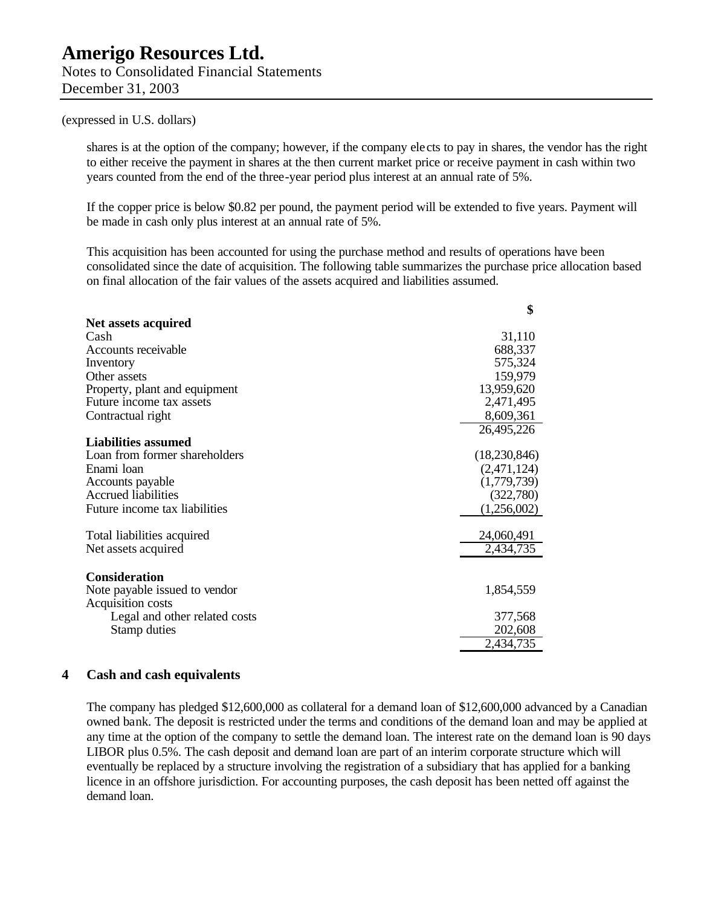(expressed in U.S. dollars)

shares is at the option of the company; however, if the company elects to pay in shares, the vendor has the right to either receive the payment in shares at the then current market price or receive payment in cash within two years counted from the end of the three-year period plus interest at an annual rate of 5%.

If the copper price is below $0.82 per pound, the payment period will be extended to five years. Payment will be made in cash only plus interest at an annual rate of 5%.

This acquisition has been accounted for using the purchase method and results of operations have been consolidated since the date of acquisition. The following table summarizes the purchase price allocation based on final allocation of the fair values of the assets acquired and liabilities assumed.

| | $ |
|---|---|
| **Net assets acquired** | |
| Cash | 31,110 |
| Accounts receivable | 688,337 |
| Inventory | 575,324 |
| Other assets | 159,979 |
| Property, plant and equipment | 13,959,620 |
| Future income tax assets | 2,471,495 |
| Contractual right | 8,609,361 |
| | 26,495,226 |
| **Liabilities assumed** | |
| Loan from former shareholders | (18,230,846) |
| Enami loan | (2,471,124) |
| Accounts payable | (1,779,739) |
| Accrued liabilities | (322,780) |
| Future income tax liabilities | (1,256,002) |
| | |
| Total liabilities acquired | 24,060,491 |
| Net assets acquired | 2,434,735 |
| | |
| **Consideration** | |
| Note payable issued to vendor | 1,854,559 |
| Acquisition costs | |
| Legal and other related costs | 377,568 |
| Stamp duties | 202,608 |
| | 2,434,735 |

## 4 Cash and cash equivalents

The company has pledged $12,600,000 as collateral for a demand loan of $12,600,000 advanced by a Canadian owned bank. The deposit is restricted under the terms and conditions of the demand loan and may be applied at any time at the option of the company to settle the demand loan. The interest rate on the demand loan is 90 days LIBOR plus 0.5%. The cash deposit and demand loan are part of an interim corporate structure which will eventually be replaced by a structure involving the registration of a subsidiary that has applied for a banking licence in an offshore jurisdiction. For accounting purposes, the cash deposit has been netted off against the demand loan.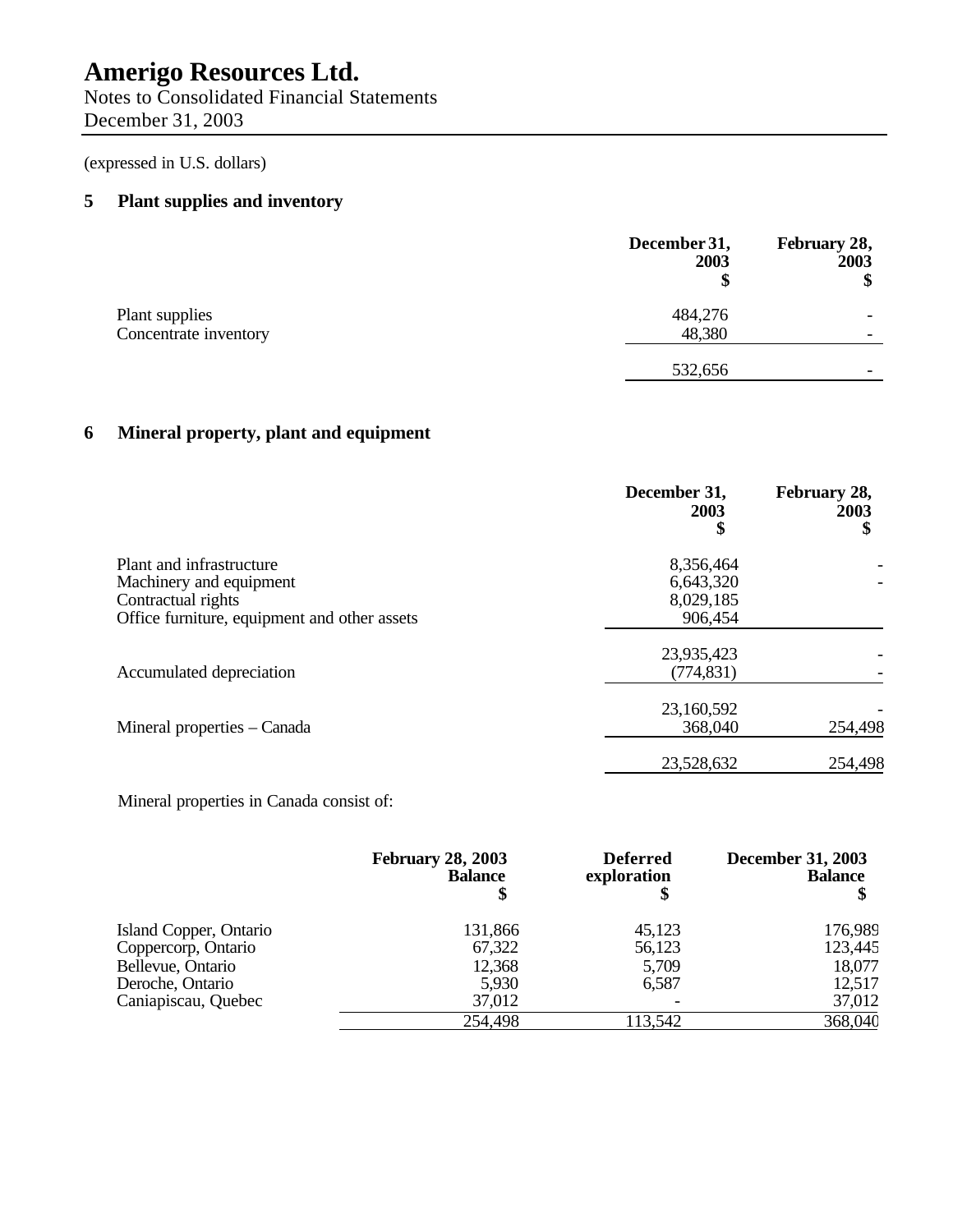# Amerigo Resources Ltd.

Notes to Consolidated Financial Statements
December 31, 2003

(expressed in U.S. dollars)

## 5 Plant supplies and inventory

| | December 31, 2003 $ | February 28, 2003 $ |
|---|---|---|
| Plant supplies | 484,276 | - |
| Concentrate inventory | 48,380 | - |
| | 532,656 | - |

## 6 Mineral property, plant and equipment

| | December 31, 2003 $ | February 28, 2003 $ |
|---|---|---|
| Plant and infrastructure | 8,356,464 | - |
| Machinery and equipment | 6,643,320 | - |
| Contractual rights | 8,029,185 | |
| Office furniture, equipment and other assets | 906,454 | |
| | 23,935,423 | - |
| Accumulated depreciation | (774,831) | - |
| | 23,160,592 | - |
| Mineral properties – Canada | 368,040 | 254,498 |
| | 23,528,632 | 254,498 |

Mineral properties in Canada consist of:

| | February 28, 2003 Balance $ | Deferred exploration $ | December 31, 2003 Balance $ |
|---|---|---|---|
| Island Copper, Ontario | 131,866 | 45,123 | 176,989 |
| Coppercorp, Ontario | 67,322 | 56,123 | 123,445 |
| Bellevue, Ontario | 12,368 | 5,709 | 18,077 |
| Deroche, Ontario | 5,930 | 6,587 | 12,517 |
| Caniapiscau, Quebec | 37,012 | - | 37,012 |
| | 254,498 | 113,542 | 368,040 |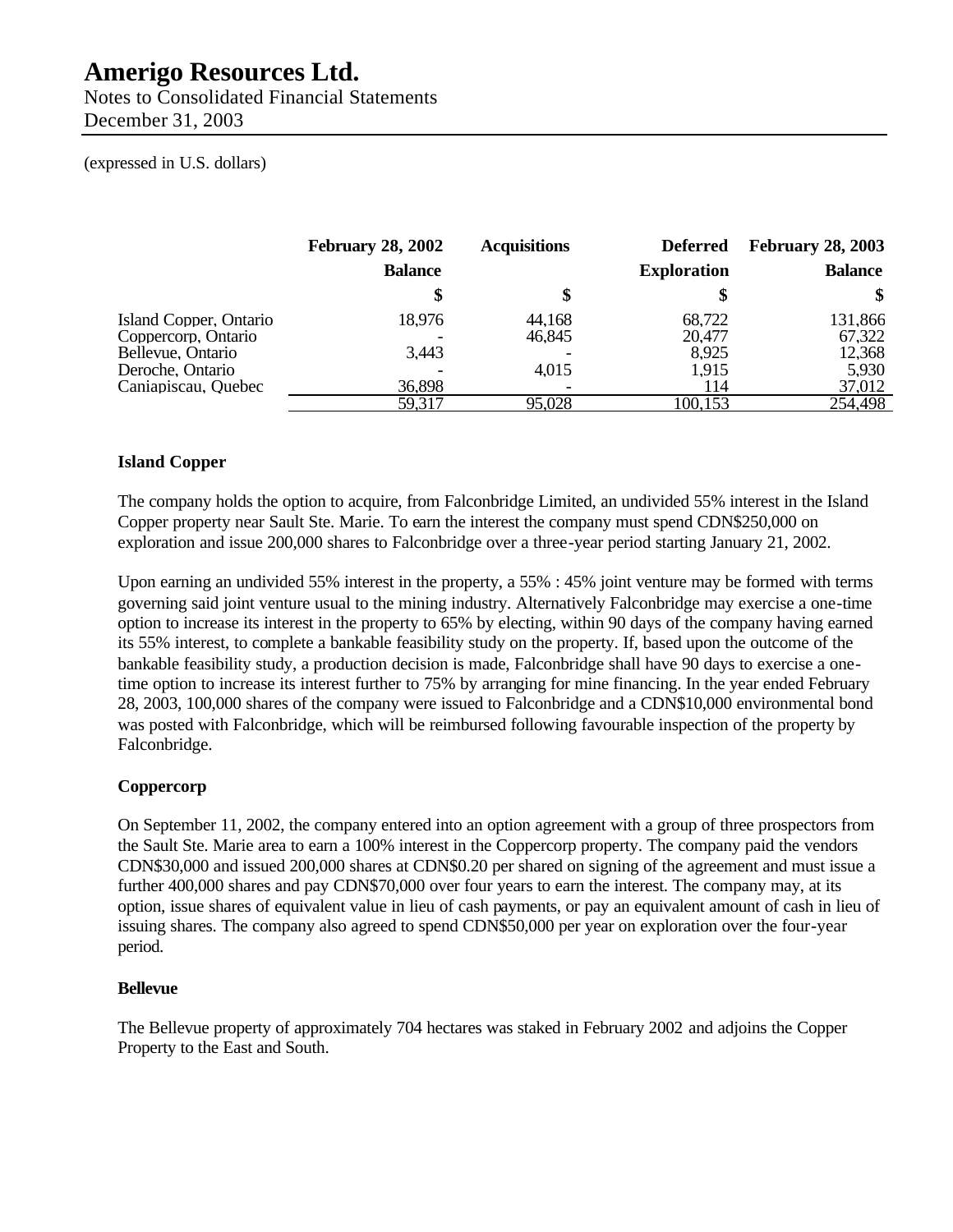# Amerigo Resources Ltd.

Notes to Consolidated Financial Statements
December 31, 2003

(expressed in U.S. dollars)

| | February 28, 2002 Balance | Acquisitions | Deferred Exploration | February 28, 2003 Balance |
|---|---|---|---|---|
| | $ | $ | $ | $ |
| Island Copper, Ontario | 18,976 | 44,168 | 68,722 | 131,866 |
| Coppercorp, Ontario | - | 46,845 | 20,477 | 67,322 |
| Bellevue, Ontario | 3,443 | - | 8,925 | 12,368 |
| Deroche, Ontario | - | 4,015 | 1,915 | 5,930 |
| Caniapiscau, Quebec | 36,898 | - | 114 | 37,012 |
| | 59,317 | 95,028 | 100,153 | 254,498 |

**Island Copper**

The company holds the option to acquire, from Falconbridge Limited, an undivided 55% interest in the Island Copper property near Sault Ste. Marie. To earn the interest the company must spend CDN$250,000 on exploration and issue 200,000 shares to Falconbridge over a three-year period starting January 21, 2002.

Upon earning an undivided 55% interest in the property, a 55% : 45% joint venture may be formed with terms governing said joint venture usual to the mining industry. Alternatively Falconbridge may exercise a one-time option to increase its interest in the property to 65% by electing, within 90 days of the company having earned its 55% interest, to complete a bankable feasibility study on the property. If, based upon the outcome of the bankable feasibility study, a production decision is made, Falconbridge shall have 90 days to exercise a one-time option to increase its interest further to 75% by arranging for mine financing. In the year ended February 28, 2003, 100,000 shares of the company were issued to Falconbridge and a CDN$10,000 environmental bond was posted with Falconbridge, which will be reimbursed following favourable inspection of the property by Falconbridge.

**Coppercorp**

On September 11, 2002, the company entered into an option agreement with a group of three prospectors from the Sault Ste. Marie area to earn a 100% interest in the Coppercorp property. The company paid the vendors CDN$30,000 and issued 200,000 shares at CDN$0.20 per shared on signing of the agreement and must issue a further 400,000 shares and pay CDN$70,000 over four years to earn the interest. The company may, at its option, issue shares of equivalent value in lieu of cash payments, or pay an equivalent amount of cash in lieu of issuing shares. The company also agreed to spend CDN$50,000 per year on exploration over the four-year period.

**Bellevue**

The Bellevue property of approximately 704 hectares was staked in February 2002 and adjoins the Copper Property to the East and South.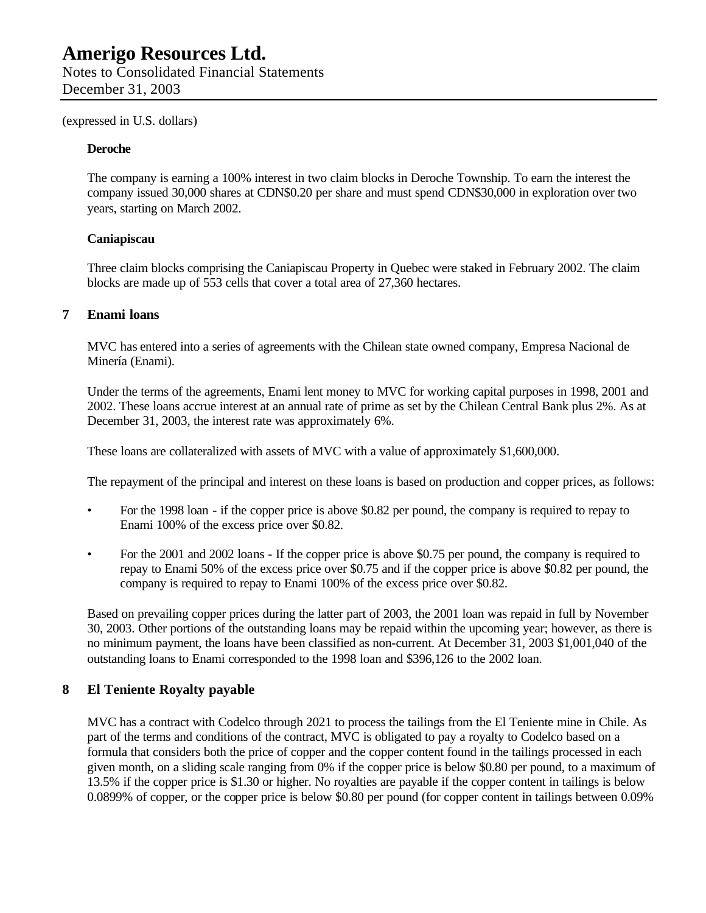(expressed in U.S. dollars)

**Deroche**

The company is earning a 100% interest in two claim blocks in Deroche Township. To earn the interest the company issued 30,000 shares at CDN$0.20 per share and must spend CDN$30,000 in exploration over two years, starting on March 2002.

**Caniapiscau**

Three claim blocks comprising the Caniapiscau Property in Quebec were staked in February 2002. The claim blocks are made up of 553 cells that cover a total area of 27,360 hectares.

## 7 Enami loans

MVC has entered into a series of agreements with the Chilean state owned company, Empresa Nacional de Minería (Enami).

Under the terms of the agreements, Enami lent money to MVC for working capital purposes in 1998, 2001 and 2002. These loans accrue interest at an annual rate of prime as set by the Chilean Central Bank plus 2%. As at December 31, 2003, the interest rate was approximately 6%.

These loans are collateralized with assets of MVC with a value of approximately $1,600,000.

The repayment of the principal and interest on these loans is based on production and copper prices, as follows:

- For the 1998 loan - if the copper price is above $0.82 per pound, the company is required to repay to Enami 100% of the excess price over $0.82.
- For the 2001 and 2002 loans - If the copper price is above $0.75 per pound, the company is required to repay to Enami 50% of the excess price over $0.75 and if the copper price is above $0.82 per pound, the company is required to repay to Enami 100% of the excess price over $0.82.

Based on prevailing copper prices during the latter part of 2003, the 2001 loan was repaid in full by November 30, 2003. Other portions of the outstanding loans may be repaid within the upcoming year; however, as there is no minimum payment, the loans have been classified as non-current. At December 31, 2003 $1,001,040 of the outstanding loans to Enami corresponded to the 1998 loan and $396,126 to the 2002 loan.

## 8 El Teniente Royalty payable

MVC has a contract with Codelco through 2021 to process the tailings from the El Teniente mine in Chile. As part of the terms and conditions of the contract, MVC is obligated to pay a royalty to Codelco based on a formula that considers both the price of copper and the copper content found in the tailings processed in each given month, on a sliding scale ranging from 0% if the copper price is below $0.80 per pound, to a maximum of 13.5% if the copper price is $1.30 or higher. No royalties are payable if the copper content in tailings is below 0.0899% of copper, or the copper price is below $0.80 per pound (for copper content in tailings between 0.09%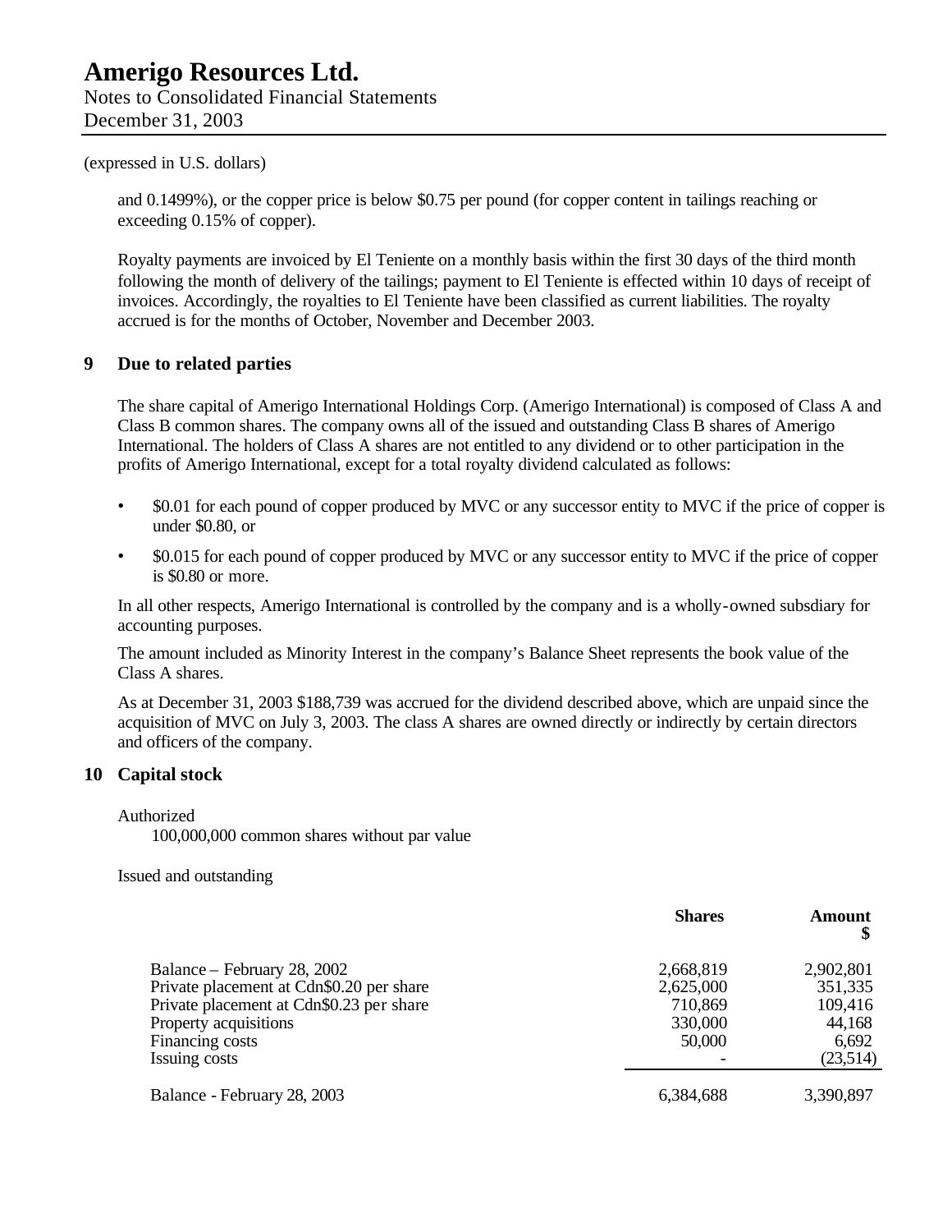(expressed in U.S. dollars)

and 0.1499%), or the copper price is below $0.75 per pound (for copper content in tailings reaching or exceeding 0.15% of copper).

Royalty payments are invoiced by El Teniente on a monthly basis within the first 30 days of the third month following the month of delivery of the tailings; payment to El Teniente is effected within 10 days of receipt of invoices. Accordingly, the royalties to El Teniente have been classified as current liabilities. The royalty accrued is for the months of October, November and December 2003.

## 9 Due to related parties

The share capital of Amerigo International Holdings Corp. (Amerigo International) is composed of Class A and Class B common shares. The company owns all of the issued and outstanding Class B shares of Amerigo International. The holders of Class A shares are not entitled to any dividend or to other participation in the profits of Amerigo International, except for a total royalty dividend calculated as follows:

- $0.01 for each pound of copper produced by MVC or any successor entity to MVC if the price of copper is under $0.80, or
- $0.015 for each pound of copper produced by MVC or any successor entity to MVC if the price of copper is $0.80 or more.

In all other respects, Amerigo International is controlled by the company and is a wholly-owned subsdiary for accounting purposes.

The amount included as Minority Interest in the company's Balance Sheet represents the book value of the Class A shares.

As at December 31, 2003 $188,739 was accrued for the dividend described above, which are unpaid since the acquisition of MVC on July 3, 2003. The class A shares are owned directly or indirectly by certain directors and officers of the company.

## 10 Capital stock

Authorized
100,000,000 common shares without par value

Issued and outstanding

| | Shares | Amount $ |
|---|---|---|
| Balance – February 28, 2002 | 2,668,819 | 2,902,801 |
| Private placement at Cdn$0.20 per share | 2,625,000 | 351,335 |
| Private placement at Cdn$0.23 per share | 710,869 | 109,416 |
| Property acquisitions | 330,000 | 44,168 |
| Financing costs | 50,000 | 6,692 |
| Issuing costs | - | (23,514) |
| Balance - February 28, 2003 | 6,384,688 | 3,390,897 |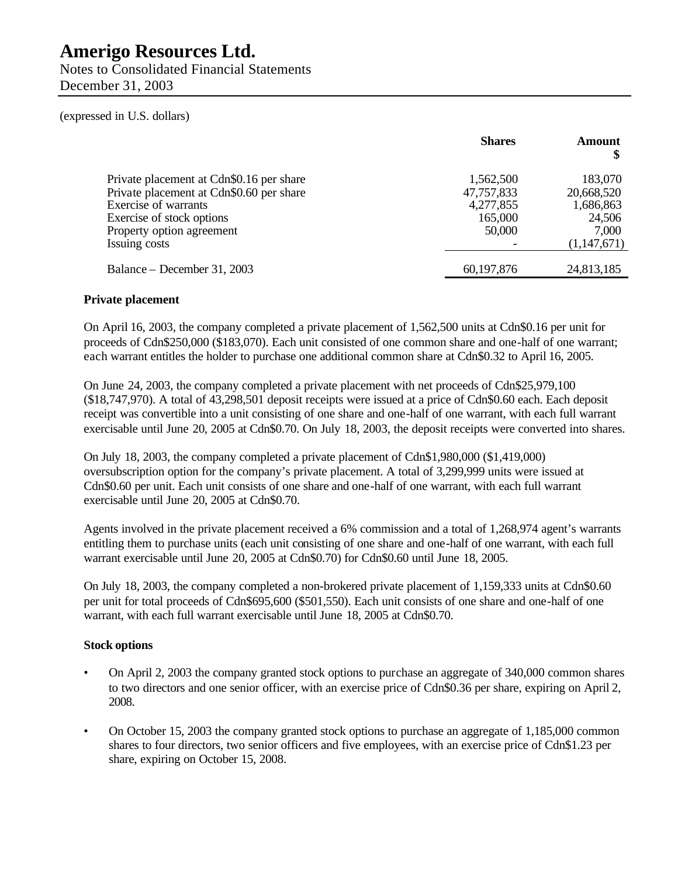(expressed in U.S. dollars)

| | Shares | Amount $ |
|---|---|---|
| Private placement at Cdn$0.16 per share | 1,562,500 | 183,070 |
| Private placement at Cdn$0.60 per share | 47,757,833 | 20,668,520 |
| Exercise of warrants | 4,277,855 | 1,686,863 |
| Exercise of stock options | 165,000 | 24,506 |
| Property option agreement | 50,000 | 7,000 |
| Issuing costs | - | (1,147,671) |
| Balance – December 31, 2003 | 60,197,876 | 24,813,185 |

**Private placement**

On April 16, 2003, the company completed a private placement of 1,562,500 units at Cdn$0.16 per unit for proceeds of Cdn$250,000 ($183,070). Each unit consisted of one common share and one-half of one warrant; each warrant entitles the holder to purchase one additional common share at Cdn$0.32 to April 16, 2005.

On June 24, 2003, the company completed a private placement with net proceeds of Cdn$25,979,100 ($18,747,970). A total of 43,298,501 deposit receipts were issued at a price of Cdn$0.60 each. Each deposit receipt was convertible into a unit consisting of one share and one-half of one warrant, with each full warrant exercisable until June 20, 2005 at Cdn$0.70. On July 18, 2003, the deposit receipts were converted into shares.

On July 18, 2003, the company completed a private placement of Cdn$1,980,000 ($1,419,000) oversubscription option for the company's private placement. A total of 3,299,999 units were issued at Cdn$0.60 per unit. Each unit consists of one share and one-half of one warrant, with each full warrant exercisable until June 20, 2005 at Cdn$0.70.

Agents involved in the private placement received a 6% commission and a total of 1,268,974 agent's warrants entitling them to purchase units (each unit consisting of one share and one-half of one warrant, with each full warrant exercisable until June 20, 2005 at Cdn$0.70) for Cdn$0.60 until June 18, 2005.

On July 18, 2003, the company completed a non-brokered private placement of 1,159,333 units at Cdn$0.60 per unit for total proceeds of Cdn$695,600 ($501,550). Each unit consists of one share and one-half of one warrant, with each full warrant exercisable until June 18, 2005 at Cdn$0.70.

**Stock options**

- On April 2, 2003 the company granted stock options to purchase an aggregate of 340,000 common shares to two directors and one senior officer, with an exercise price of Cdn$0.36 per share, expiring on April 2, 2008.

- On October 15, 2003 the company granted stock options to purchase an aggregate of 1,185,000 common shares to four directors, two senior officers and five employees, with an exercise price of Cdn$1.23 per share, expiring on October 15, 2008.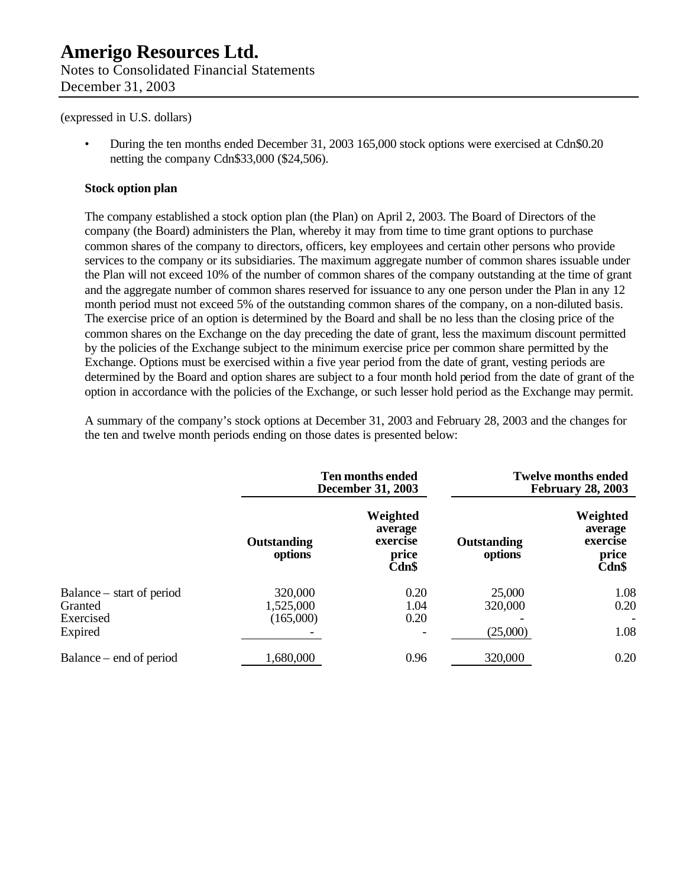(expressed in U.S. dollars)

- During the ten months ended December 31, 2003 165,000 stock options were exercised at Cdn$0.20 netting the company Cdn$33,000 ($24,506).

**Stock option plan**

The company established a stock option plan (the Plan) on April 2, 2003. The Board of Directors of the company (the Board) administers the Plan, whereby it may from time to time grant options to purchase common shares of the company to directors, officers, key employees and certain other persons who provide services to the company or its subsidiaries. The maximum aggregate number of common shares issuable under the Plan will not exceed 10% of the number of common shares of the company outstanding at the time of grant and the aggregate number of common shares reserved for issuance to any one person under the Plan in any 12 month period must not exceed 5% of the outstanding common shares of the company, on a non-diluted basis. The exercise price of an option is determined by the Board and shall be no less than the closing price of the common shares on the Exchange on the day preceding the date of grant, less the maximum discount permitted by the policies of the Exchange subject to the minimum exercise price per common share permitted by the Exchange. Options must be exercised within a five year period from the date of grant, vesting periods are determined by the Board and option shares are subject to a four month hold period from the date of grant of the option in accordance with the policies of the Exchange, or such lesser hold period as the Exchange may permit.

A summary of the company's stock options at December 31, 2003 and February 28, 2003 and the changes for the ten and twelve month periods ending on those dates is presented below:

| | Ten months ended December 31, 2003 | | Twelve months ended February 28, 2003 | |
|---|---|---|---|---|
| | **Outstanding options** | **Weighted average exercise price Cdn$** | **Outstanding options** | **Weighted average exercise price Cdn$** |
| Balance – start of period | 320,000 | 0.20 | 25,000 | 1.08 |
| Granted | 1,525,000 | 1.04 | 320,000 | 0.20 |
| Exercised | (165,000) | 0.20 | - | - |
| Expired | - | - | (25,000) | 1.08 |
| Balance – end of period | 1,680,000 | 0.96 | 320,000 | 0.20 |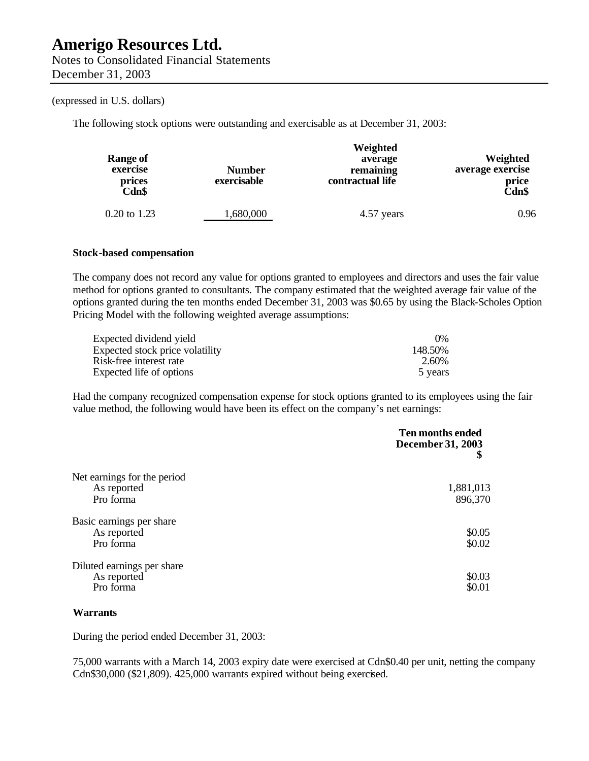# Amerigo Resources Ltd.

Notes to Consolidated Financial Statements
December 31, 2003

(expressed in U.S. dollars)

The following stock options were outstanding and exercisable as at December 31, 2003:

| Range of exercise prices Cdn$ | Number exercisable | Weighted average remaining contractual life | Weighted average exercise price Cdn$ |
|---|---|---|---|
| 0.20 to 1.23 | 1,680,000 | 4.57 years | 0.96 |

### Stock-based compensation

The company does not record any value for options granted to employees and directors and uses the fair value method for options granted to consultants. The company estimated that the weighted average fair value of the options granted during the ten months ended December 31, 2003 was $0.65 by using the Black-Scholes Option Pricing Model with the following weighted average assumptions:

| | |
|---|---|
| Expected dividend yield | 0% |
| Expected stock price volatility | 148.50% |
| Risk-free interest rate | 2.60% |
| Expected life of options | 5 years |

Had the company recognized compensation expense for stock options granted to its employees using the fair value method, the following would have been its effect on the company's net earnings:

| | Ten months ended December 31, 2003 $ |
|---|---|
| Net earnings for the period | |
| As reported | 1,881,013 |
| Pro forma | 896,370 |
| Basic earnings per share | |
| As reported | $0.05 |
| Pro forma | $0.02 |
| Diluted earnings per share | |
| As reported | $0.03 |
| Pro forma | $0.01 |

### Warrants

During the period ended December 31, 2003:

75,000 warrants with a March 14, 2003 expiry date were exercised at Cdn$0.40 per unit, netting the company Cdn$30,000 ($21,809). 425,000 warrants expired without being exercised.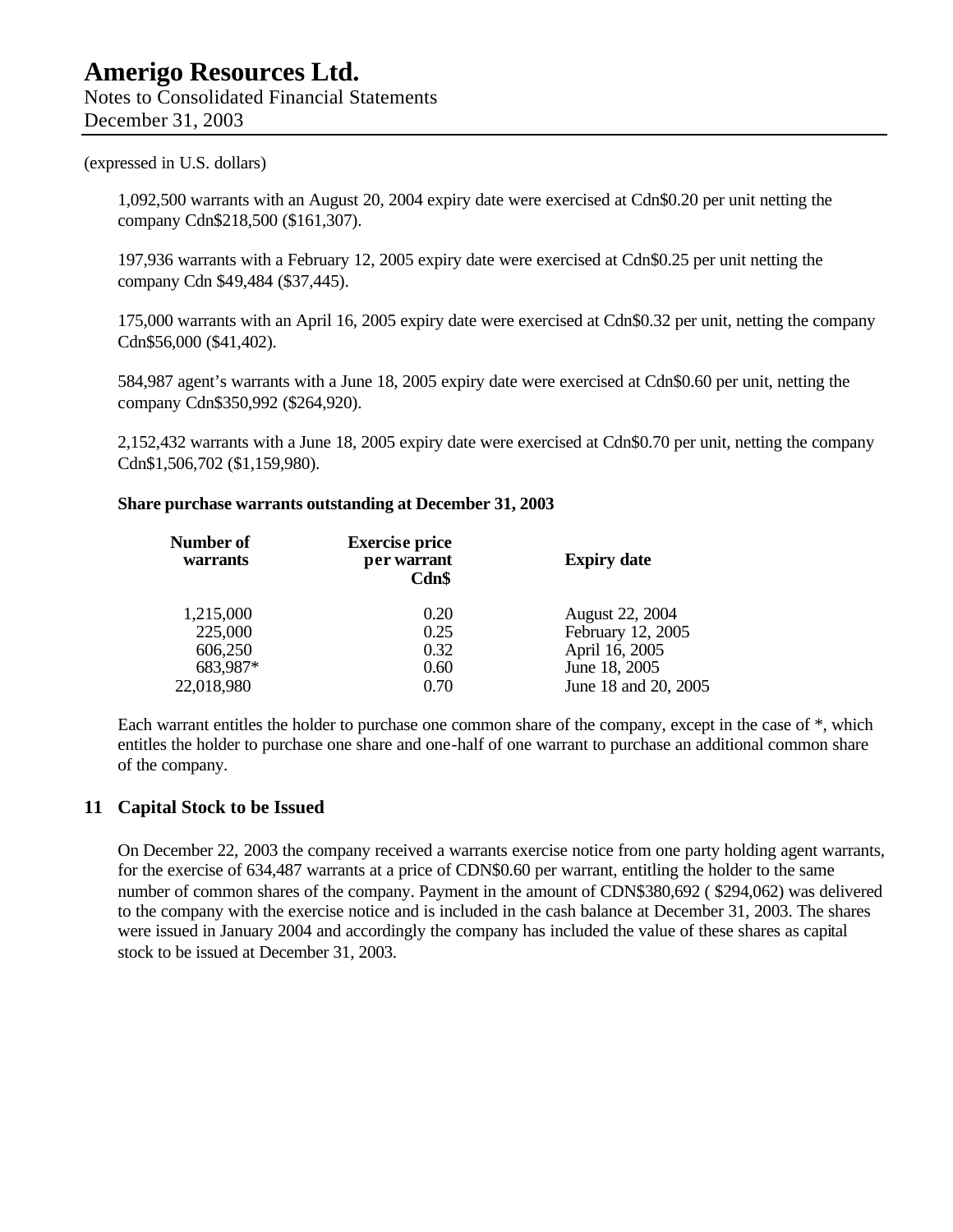(expressed in U.S. dollars)

1,092,500 warrants with an August 20, 2004 expiry date were exercised at Cdn$0.20 per unit netting the company Cdn$218,500 ($161,307).

197,936 warrants with a February 12, 2005 expiry date were exercised at Cdn$0.25 per unit netting the company Cdn $49,484 ($37,445).

175,000 warrants with an April 16, 2005 expiry date were exercised at Cdn$0.32 per unit, netting the company Cdn$56,000 ($41,402).

584,987 agent's warrants with a June 18, 2005 expiry date were exercised at Cdn$0.60 per unit, netting the company Cdn$350,992 ($264,920).

2,152,432 warrants with a June 18, 2005 expiry date were exercised at Cdn$0.70 per unit, netting the company Cdn$1,506,702 ($1,159,980).

**Share purchase warrants outstanding at December 31, 2003**

| Number of warrants | Exercise price per warrant Cdn$ | Expiry date |
|---|---|---|
| 1,215,000 | 0.20 | August 22, 2004 |
| 225,000 | 0.25 | February 12, 2005 |
| 606,250 | 0.32 | April 16, 2005 |
| 683,987* | 0.60 | June 18, 2005 |
| 22,018,980 | 0.70 | June 18 and 20, 2005 |

Each warrant entitles the holder to purchase one common share of the company, except in the case of *, which entitles the holder to purchase one share and one-half of one warrant to purchase an additional common share of the company.

## 11 Capital Stock to be Issued

On December 22, 2003 the company received a warrants exercise notice from one party holding agent warrants, for the exercise of 634,487 warrants at a price of CDN$0.60 per warrant, entitling the holder to the same number of common shares of the company. Payment in the amount of CDN$380,692 ( $294,062) was delivered to the company with the exercise notice and is included in the cash balance at December 31, 2003. The shares were issued in January 2004 and accordingly the company has included the value of these shares as capital stock to be issued at December 31, 2003.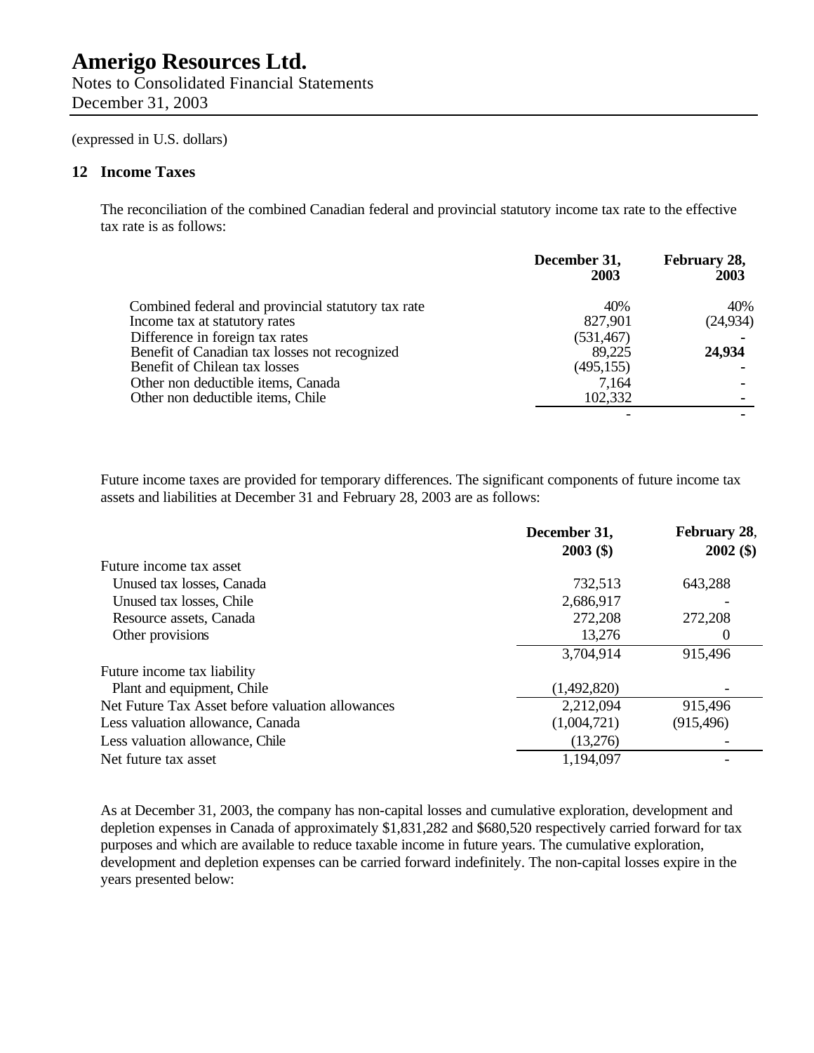# Amerigo Resources Ltd.

Notes to Consolidated Financial Statements
December 31, 2003

(expressed in U.S. dollars)

## 12 Income Taxes

The reconciliation of the combined Canadian federal and provincial statutory income tax rate to the effective tax rate is as follows:

| | December 31, 2003 | February 28, 2003 |
|---|---|---|
| Combined federal and provincial statutory tax rate | 40% | 40% |
| Income tax at statutory rates | 827,901 | (24,934) |
| Difference in foreign tax rates | (531,467) | - |
| Benefit of Canadian tax losses not recognized | 89,225 | **24,934** |
| Benefit of Chilean tax losses | (495,155) | - |
| Other non deductible items, Canada | 7,164 | - |
| Other non deductible items, Chile | 102,332 | - |
| | - | - |

Future income taxes are provided for temporary differences. The significant components of future income tax assets and liabilities at December 31 and February 28, 2003 are as follows:

| | December 31, 2003 ($) | February 28, 2002 ($) |
|---|---|---|
| Future income tax asset | | |
| Unused tax losses, Canada | 732,513 | 643,288 |
| Unused tax losses, Chile | 2,686,917 | - |
| Resource assets, Canada | 272,208 | 272,208 |
| Other provisions | 13,276 | 0 |
| | 3,704,914 | 915,496 |
| Future income tax liability | | |
| Plant and equipment, Chile | (1,492,820) | - |
| Net Future Tax Asset before valuation allowances | 2,212,094 | 915,496 |
| Less valuation allowance, Canada | (1,004,721) | (915,496) |
| Less valuation allowance, Chile | (13,276) | - |
| Net future tax asset | 1,194,097 | - |

As at December 31, 2003, the company has non-capital losses and cumulative exploration, development and depletion expenses in Canada of approximately $1,831,282 and $680,520 respectively carried forward for tax purposes and which are available to reduce taxable income in future years. The cumulative exploration, development and depletion expenses can be carried forward indefinitely. The non-capital losses expire in the years presented below: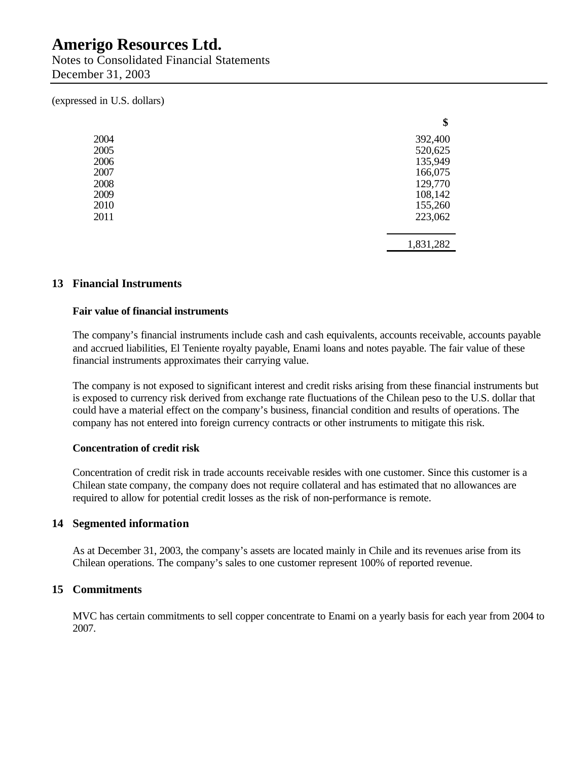(expressed in U.S. dollars)

| | $ |
|---|---|
| 2004 | 392,400 |
| 2005 | 520,625 |
| 2006 | 135,949 |
| 2007 | 166,075 |
| 2008 | 129,770 |
| 2009 | 108,142 |
| 2010 | 155,260 |
| 2011 | 223,062 |
| | 1,831,282 |

## 13 Financial Instruments

### Fair value of financial instruments

The company's financial instruments include cash and cash equivalents, accounts receivable, accounts payable and accrued liabilities, El Teniente royalty payable, Enami loans and notes payable. The fair value of these financial instruments approximates their carrying value.

The company is not exposed to significant interest and credit risks arising from these financial instruments but is exposed to currency risk derived from exchange rate fluctuations of the Chilean peso to the U.S. dollar that could have a material effect on the company's business, financial condition and results of operations. The company has not entered into foreign currency contracts or other instruments to mitigate this risk.

### Concentration of credit risk

Concentration of credit risk in trade accounts receivable resides with one customer. Since this customer is a Chilean state company, the company does not require collateral and has estimated that no allowances are required to allow for potential credit losses as the risk of non-performance is remote.

## 14 Segmented information

As at December 31, 2003, the company's assets are located mainly in Chile and its revenues arise from its Chilean operations. The company's sales to one customer represent 100% of reported revenue.

## 15 Commitments

MVC has certain commitments to sell copper concentrate to Enami on a yearly basis for each year from 2004 to 2007.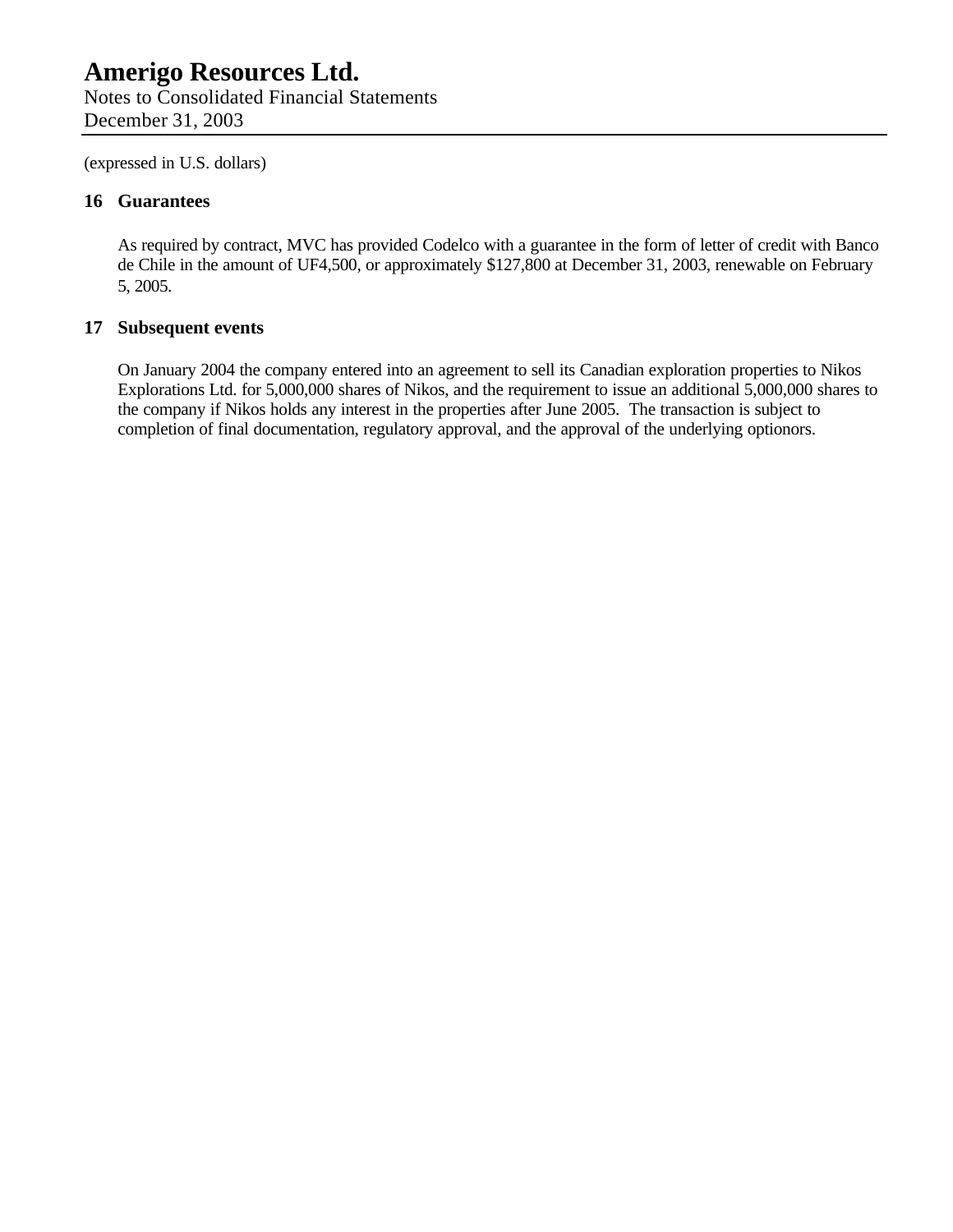# Amerigo Resources Ltd.

Notes to Consolidated Financial Statements
December 31, 2003

(expressed in U.S. dollars)

## 16 Guarantees

As required by contract, MVC has provided Codelco with a guarantee in the form of letter of credit with Banco de Chile in the amount of UF4,500, or approximately $127,800 at December 31, 2003, renewable on February 5, 2005.

## 17 Subsequent events

On January 2004 the company entered into an agreement to sell its Canadian exploration properties to Nikos Explorations Ltd. for 5,000,000 shares of Nikos, and the requirement to issue an additional 5,000,000 shares to the company if Nikos holds any interest in the properties after June 2005. The transaction is subject to completion of final documentation, regulatory approval, and the approval of the underlying optionors.